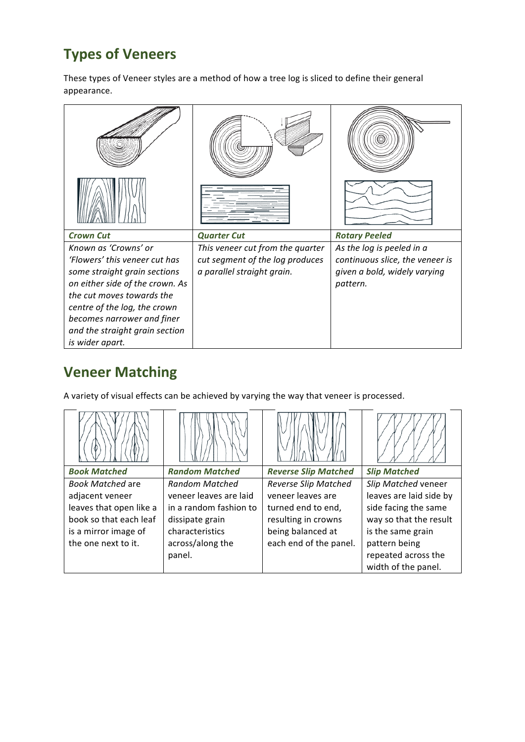# Types of Veneers

These types of Veneer styles are a method of how a tree log is sliced to define their general appearance.

| ***Crown Cut*** | ***Quarter Cut*** | ***Rotary Peeled*** |
|---|---|---|
| *Known as 'Crowns' or 'Flowers' this veneer cut has some straight grain sections on either side of the crown. As the cut moves towards the centre of the log, the crown becomes narrower and finer and the straight grain section is wider apart.* | *This veneer cut from the quarter cut segment of the log produces a parallel straight grain.* | *As the log is peeled in a continuous slice, the veneer is given a bold, widely varying pattern.* |

# Veneer Matching

A variety of visual effects can be achieved by varying the way that veneer is processed.

| ***Book Matched*** | ***Random Matched*** | ***Reverse Slip Matched*** | ***Slip Matched*** |
|---|---|---|---|
| *Book Matched* are adjacent veneer leaves that open like a book so that each leaf is a mirror image of the one next to it. | *Random Matched* veneer leaves are laid in a random fashion to dissipate grain characteristics across/along the panel. | *Reverse Slip Matched* veneer leaves are turned end to end, resulting in crowns being balanced at each end of the panel. | *Slip Matched* veneer leaves are laid side by side facing the same way so that the result is the same grain pattern being repeated across the width of the panel. |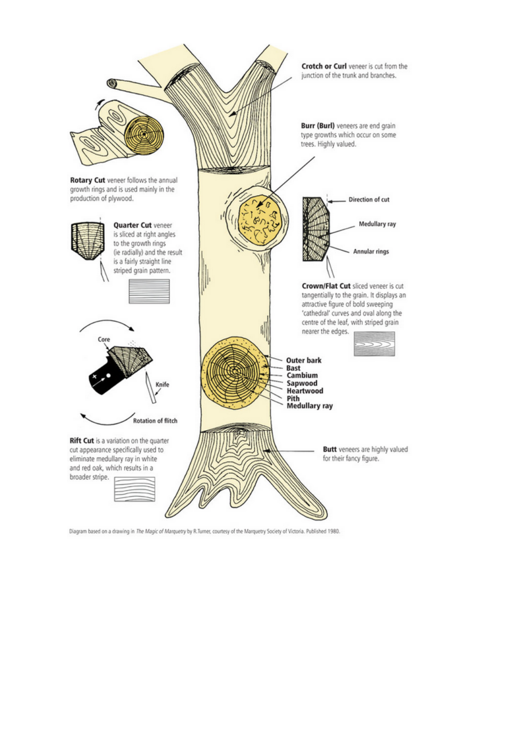**Crotch or Curl** veneer is cut from the junction of the trunk and branches.

**Burr (Burl)** veneers are end grain type growths which occur on some trees. Highly valued.

**Rotary Cut** veneer follows the annual growth rings and is used mainly in the production of plywood.

**Quarter Cut** veneer is sliced at right angles to the growth rings (ie radially) and the result is a fairly straight line striped grain pattern.

Direction of cut

Medullary ray

Annular rings

**Crown/Flat Cut** sliced veneer is cut tangentially to the grain. It displays an attractive figure of bold sweeping 'cathedral' curves and oval along the centre of the leaf, with striped grain nearer the edges.

Core

Knife

Rotation of flitch

**Outer bark**
**Bast**
**Cambium**
**Sapwood**
**Heartwood**
**Pith**
**Medullary ray**

**Rift Cut** is a variation on the quarter cut appearance specifically used to eliminate medullary ray in white and red oak, which results in a broader stripe.

**Butt** veneers are highly valued for their fancy figure.

Diagram based on a drawing in *The Magic of Marquetry* by R.Turner, courtesy of the Marquetry Society of Victoria. Published 1980.